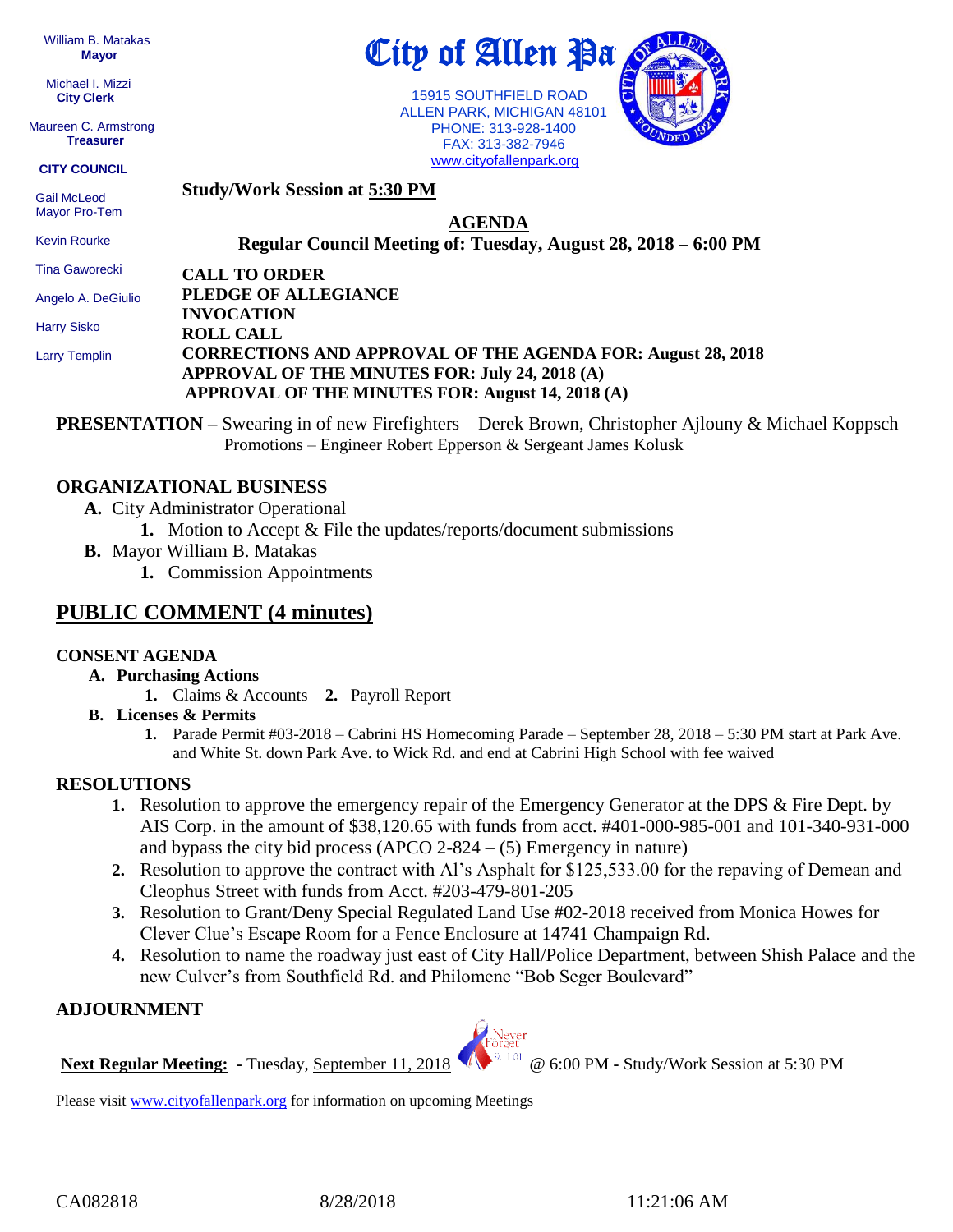William B. Matakas
**Mayor**

Michael I. Mizzi
**City Clerk**

Maureen C. Armstrong
**Treasurer**

**CITY COUNCIL**

Gail McLeod
Mayor Pro-Tem

Kevin Rourke

Tina Gaworecki

Angelo A. DeGiulio

Harry Sisko

Larry Templin

# City of Allen Park

15915 SOUTHFIELD ROAD
ALLEN PARK, MICHIGAN 48101
PHONE: 313-928-1400
FAX: 313-382-7946
www.cityofallenpark.org

**Study/Work Session at 5:30 PM**

## AGENDA

**Regular Council Meeting of: Tuesday, August 28, 2018 – 6:00 PM**

**CALL TO ORDER**
**PLEDGE OF ALLEGIANCE**
**INVOCATION**
**ROLL CALL**
**CORRECTIONS AND APPROVAL OF THE AGENDA FOR: August 28, 2018**
**APPROVAL OF THE MINUTES FOR: July 24, 2018 (A)**
**APPROVAL OF THE MINUTES FOR: August 14, 2018 (A)**

**PRESENTATION –** Swearing in of new Firefighters – Derek Brown, Christopher Ajlouny & Michael Koppsch
Promotions – Engineer Robert Epperson & Sergeant James Kolusk

### ORGANIZATIONAL BUSINESS

**A.** City Administrator Operational
   **1.** Motion to Accept & File the updates/reports/document submissions

**B.** Mayor William B. Matakas
   **1.** Commission Appointments

## PUBLIC COMMENT (4 minutes)

### CONSENT AGENDA

**A. Purchasing Actions**
   **1.** Claims & Accounts **2.** Payroll Report

**B. Licenses & Permits**
   **1.** Parade Permit #03-2018 – Cabrini HS Homecoming Parade – September 28, 2018 – 5:30 PM start at Park Ave. and White St. down Park Ave. to Wick Rd. and end at Cabrini High School with fee waived

### RESOLUTIONS

1. Resolution to approve the emergency repair of the Emergency Generator at the DPS & Fire Dept. by AIS Corp. in the amount of $38,120.65 with funds from acct. #401-000-985-001 and 101-340-931-000 and bypass the city bid process (APCO 2-824 – (5) Emergency in nature)
2. Resolution to approve the contract with Al's Asphalt for $125,533.00 for the repaving of Demean and Cleophus Street with funds from Acct. #203-479-801-205
3. Resolution to Grant/Deny Special Regulated Land Use #02-2018 received from Monica Howes for Clever Clue's Escape Room for a Fence Enclosure at 14741 Champaign Rd.
4. Resolution to name the roadway just east of City Hall/Police Department, between Shish Palace and the new Culver's from Southfield Rd. and Philomene "Bob Seger Boulevard"

### ADJOURNMENT

**Next Regular Meeting:** - Tuesday, September 11, 2018 @ 6:00 PM - Study/Work Session at 5:30 PM

Please visit www.cityofallenpark.org for information on upcoming Meetings

CA082818 8/28/2018 11:21:06 AM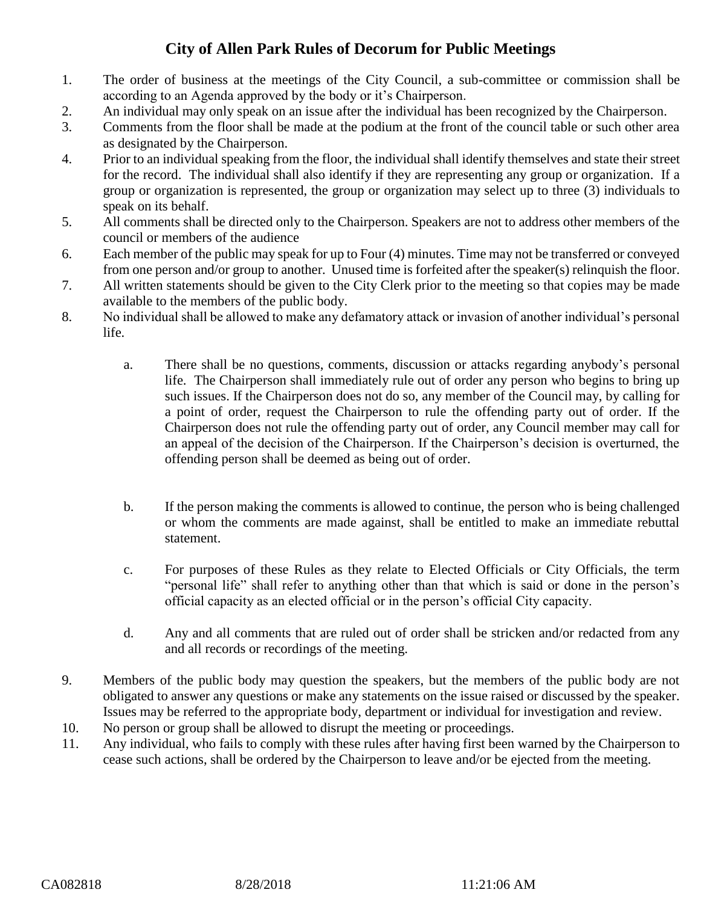# City of Allen Park Rules of Decorum for Public Meetings

1. The order of business at the meetings of the City Council, a sub-committee or commission shall be according to an Agenda approved by the body or it's Chairperson.
2. An individual may only speak on an issue after the individual has been recognized by the Chairperson.
3. Comments from the floor shall be made at the podium at the front of the council table or such other area as designated by the Chairperson.
4. Prior to an individual speaking from the floor, the individual shall identify themselves and state their street for the record. The individual shall also identify if they are representing any group or organization. If a group or organization is represented, the group or organization may select up to three (3) individuals to speak on its behalf.
5. All comments shall be directed only to the Chairperson. Speakers are not to address other members of the council or members of the audience
6. Each member of the public may speak for up to Four (4) minutes. Time may not be transferred or conveyed from one person and/or group to another. Unused time is forfeited after the speaker(s) relinquish the floor.
7. All written statements should be given to the City Clerk prior to the meeting so that copies may be made available to the members of the public body.
8. No individual shall be allowed to make any defamatory attack or invasion of another individual's personal life.

    a. There shall be no questions, comments, discussion or attacks regarding anybody's personal life. The Chairperson shall immediately rule out of order any person who begins to bring up such issues. If the Chairperson does not do so, any member of the Council may, by calling for a point of order, request the Chairperson to rule the offending party out of order. If the Chairperson does not rule the offending party out of order, any Council member may call for an appeal of the decision of the Chairperson. If the Chairperson's decision is overturned, the offending person shall be deemed as being out of order.

    b. If the person making the comments is allowed to continue, the person who is being challenged or whom the comments are made against, shall be entitled to make an immediate rebuttal statement.

    c. For purposes of these Rules as they relate to Elected Officials or City Officials, the term "personal life" shall refer to anything other than that which is said or done in the person's official capacity as an elected official or in the person's official City capacity.

    d. Any and all comments that are ruled out of order shall be stricken and/or redacted from any and all records or recordings of the meeting.

9. Members of the public body may question the speakers, but the members of the public body are not obligated to answer any questions or make any statements on the issue raised or discussed by the speaker. Issues may be referred to the appropriate body, department or individual for investigation and review.
10. No person or group shall be allowed to disrupt the meeting or proceedings.
11. Any individual, who fails to comply with these rules after having first been warned by the Chairperson to cease such actions, shall be ordered by the Chairperson to leave and/or be ejected from the meeting.

CA082818 8/28/2018 11:21:06 AM